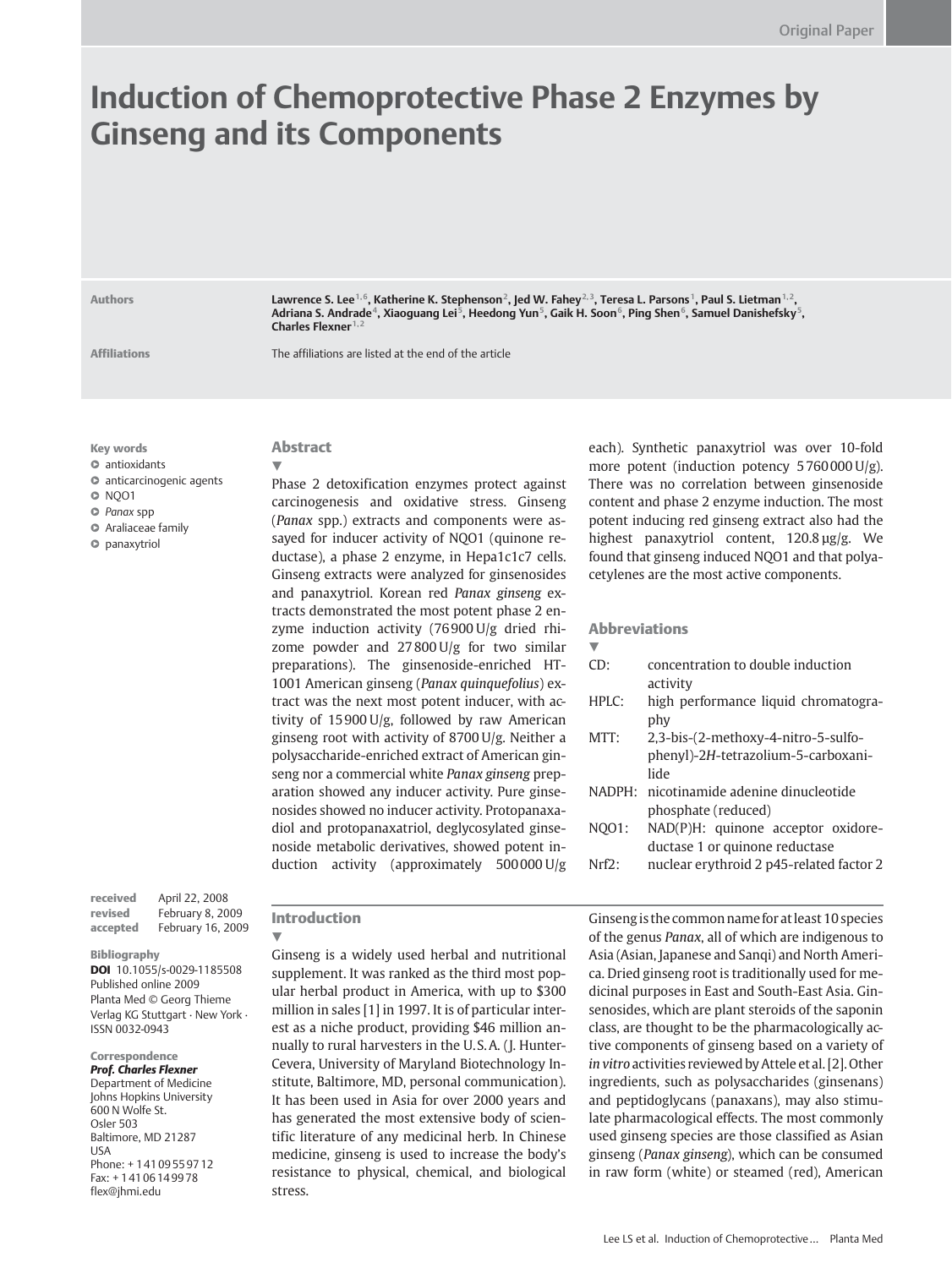Original Paper

# Induction of Chemoprotective Phase 2 Enzymes by Ginseng and its Components

**Authors**: Lawrence S. Lee[1,6], Katherine K. Stephenson[2], Jed W. Fahey[2,3], Teresa L. Parsons[1], Paul S. Lietman[1,2], Adriana S. Andrade[4], Xiaoguang Lei[5], Heedong Yun[5], Gaik H. Soon[6], Ping Shen[6], Samuel Danishefsky[5], Charles Flexner[1,2]

**Affiliations**: The affiliations are listed at the end of the article

**Key words**
- antioxidants
- anticarcinogenic agents
- NQO1
- *Panax* spp
- Araliaceae family
- panaxytriol

**received** April 22, 2008
**revised** February 8, 2009
**accepted** February 16, 2009

**Bibliography**
**DOI** 10.1055/s-0029-1185508
Published online 2009
Planta Med © Georg Thieme Verlag KG Stuttgart · New York · ISSN 0032-0943

**Correspondence**
***Prof. Charles Flexner***
Department of Medicine
Johns Hopkins University
600 N Wolfe St.
Osler 503
Baltimore, MD 21287
USA
Phone: +1 410 955 97 12
Fax: +1 410 614 99 78
flex@jhmi.edu

## Abstract

Phase 2 detoxification enzymes protect against carcinogenesis and oxidative stress. Ginseng (*Panax* spp.) extracts and components were assayed for inducer activity of NQO1 (quinone reductase), a phase 2 enzyme, in Hepa1c1c7 cells. Ginseng extracts were analyzed for ginsenosides and panaxytriol. Korean red *Panax ginseng* extracts demonstrated the most potent phase 2 enzyme induction activity (76 900 U/g dried rhizome powder and 27 800 U/g for two similar preparations). The ginsenoside-enriched HT-1001 American ginseng (*Panax quinquefolius*) extract was the next most potent inducer, with activity of 15 900 U/g, followed by raw American ginseng root with activity of 8700 U/g. Neither a polysaccharide-enriched extract of American ginseng nor a commercial white *Panax ginseng* preparation showed any inducer activity. Pure ginsenosides showed no inducer activity. Protopanaxadiol and protopanaxatriol, deglycosylated ginsenoside metabolic derivatives, showed potent induction activity (approximately 500 000 U/g each). Synthetic panaxytriol was over 10-fold more potent (induction potency 5 760 000 U/g). There was no correlation between ginsenoside content and phase 2 enzyme induction. The most potent inducing red ginseng extract also had the highest panaxytriol content, 120.8 µg/g. We found that ginseng induced NQO1 and that polyacetylenes are the most active components.

## Abbreviations

- CD: concentration to double induction activity
- HPLC: high performance liquid chromatography
- MTT: 2,3-bis-(2-methoxy-4-nitro-5-sulfophenyl)-2*H*-tetrazolium-5-carboxanilide
- NADPH: nicotinamide adenine dinucleotide phosphate (reduced)
- NQO1: NAD(P)H: quinone acceptor oxidoreductase 1 or quinone reductase
- Nrf2: nuclear erythroid 2 p45-related factor 2

## Introduction

Ginseng is a widely used herbal and nutritional supplement. It was ranked as the third most popular herbal product in America, with up to $300 million in sales [1] in 1997. It is of particular interest as a niche product, providing $46 million annually to rural harvesters in the U.S.A. (J. Hunter-Cevera, University of Maryland Biotechnology Institute, Baltimore, MD, personal communication). It has been used in Asia for over 2000 years and has generated the most extensive body of scientific literature of any medicinal herb. In Chinese medicine, ginseng is used to increase the body's resistance to physical, chemical, and biological stress.

Ginseng is the common name for at least 10 species of the genus *Panax*, all of which are indigenous to Asia (Asian, Japanese and Sanqi) and North America. Dried ginseng root is traditionally used for medicinal purposes in East and South-East Asia. Ginsenosides, which are plant steroids of the saponin class, are thought to be the pharmacologically active components of ginseng based on a variety of *in vitro* activities reviewed by Attele et al. [2]. Other ingredients, such as polysaccharides (ginsenans) and peptidoglycans (panaxans), may also stimulate pharmacological effects. The most commonly used ginseng species are those classified as Asian ginseng (*Panax ginseng*), which can be consumed in raw form (white) or steamed (red), American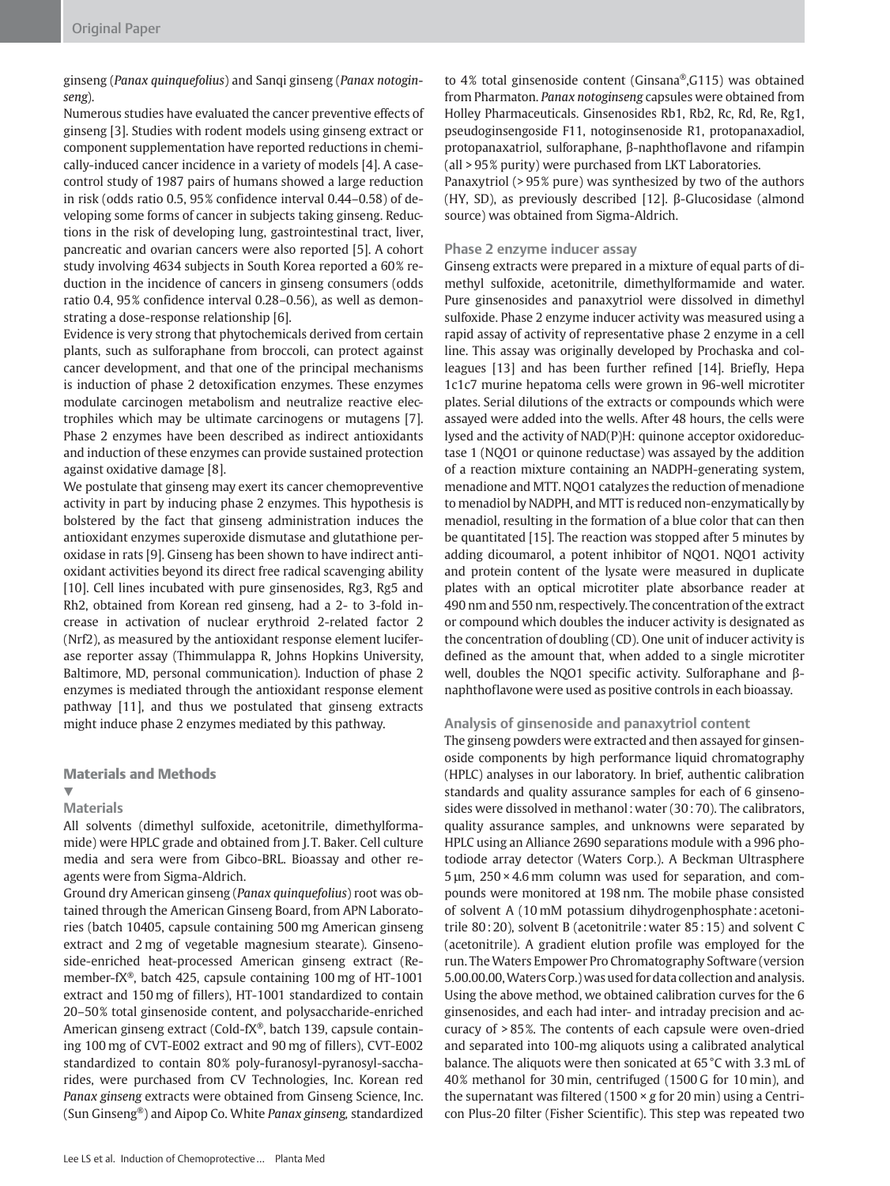ginseng (*Panax quinquefolius*) and Sanqi ginseng (*Panax notoginseng*).

Numerous studies have evaluated the cancer preventive effects of ginseng [3]. Studies with rodent models using ginseng extract or component supplementation have reported reductions in chemically-induced cancer incidence in a variety of models [4]. A case-control study of 1987 pairs of humans showed a large reduction in risk (odds ratio 0.5, 95% confidence interval 0.44–0.58) of developing some forms of cancer in subjects taking ginseng. Reductions in the risk of developing lung, gastrointestinal tract, liver, pancreatic and ovarian cancers were also reported [5]. A cohort study involving 4634 subjects in South Korea reported a 60% reduction in the incidence of cancers in ginseng consumers (odds ratio 0.4, 95% confidence interval 0.28–0.56), as well as demonstrating a dose-response relationship [6].

Evidence is very strong that phytochemicals derived from certain plants, such as sulforaphane from broccoli, can protect against cancer development, and that one of the principal mechanisms is induction of phase 2 detoxification enzymes. These enzymes modulate carcinogen metabolism and neutralize reactive electrophiles which may be ultimate carcinogens or mutagens [7]. Phase 2 enzymes have been described as indirect antioxidants and induction of these enzymes can provide sustained protection against oxidative damage [8].

We postulate that ginseng may exert its cancer chemopreventive activity in part by inducing phase 2 enzymes. This hypothesis is bolstered by the fact that ginseng administration induces the antioxidant enzymes superoxide dismutase and glutathione peroxidase in rats [9]. Ginseng has been shown to have indirect antioxidant activities beyond its direct free radical scavenging ability [10]. Cell lines incubated with pure ginsenosides, Rg3, Rg5 and Rh2, obtained from Korean red ginseng, had a 2- to 3-fold increase in activation of nuclear erythroid 2-related factor 2 (Nrf2), as measured by the antioxidant response element luciferase reporter assay (Thimmulappa R, Johns Hopkins University, Baltimore, MD, personal communication). Induction of phase 2 enzymes is mediated through the antioxidant response element pathway [11], and thus we postulated that ginseng extracts might induce phase 2 enzymes mediated by this pathway.

## Materials and Methods

### Materials

All solvents (dimethyl sulfoxide, acetonitrile, dimethylformamide) were HPLC grade and obtained from J.T. Baker. Cell culture media and sera were from Gibco-BRL. Bioassay and other reagents were from Sigma-Aldrich.

Ground dry American ginseng (*Panax quinquefolius*) root was obtained through the American Ginseng Board, from APN Laboratories (batch 10405, capsule containing 500 mg American ginseng extract and 2 mg of vegetable magnesium stearate). Ginsenoside-enriched heat-processed American ginseng extract (Remember-fX®, batch 425, capsule containing 100 mg of HT-1001 extract and 150 mg of fillers), HT-1001 standardized to contain 20–50% total ginsenoside content, and polysaccharide-enriched American ginseng extract (Cold-fX®, batch 139, capsule containing 100 mg of CVT-E002 extract and 90 mg of fillers), CVT-E002 standardized to contain 80% poly-furanosyl-pyranosyl-saccharides, were purchased from CV Technologies, Inc. Korean red *Panax ginseng* extracts were obtained from Ginseng Science, Inc. (Sun Ginseng®) and Aipop Co. White *Panax ginseng*, standardized to 4% total ginsenoside content (Ginsana®,G115) was obtained from Pharmaton. *Panax notoginseng* capsules were obtained from Holley Pharmaceuticals. Ginsenosides Rb1, Rb2, Rc, Rd, Re, Rg1, pseudoginsengoside F11, notoginsenoside R1, protopanaxadiol, protopanaxatriol, sulforaphane, β-naphthoflavone and rifampin (all > 95% purity) were purchased from LKT Laboratories.

Panaxytriol (> 95% pure) was synthesized by two of the authors (HY, SD), as previously described [12]. β-Glucosidase (almond source) was obtained from Sigma-Aldrich.

### Phase 2 enzyme inducer assay

Ginseng extracts were prepared in a mixture of equal parts of dimethyl sulfoxide, acetonitrile, dimethylformamide and water. Pure ginsenosides and panaxytriol were dissolved in dimethyl sulfoxide. Phase 2 enzyme inducer activity was measured using a rapid assay of activity of representative phase 2 enzyme in a cell line. This assay was originally developed by Prochaska and colleagues [13] and has been further refined [14]. Briefly, Hepa 1c1c7 murine hepatoma cells were grown in 96-well microtiter plates. Serial dilutions of the extracts or compounds which were assayed were added into the wells. After 48 hours, the cells were lysed and the activity of NAD(P)H: quinone acceptor oxidoreductase 1 (NQO1 or quinone reductase) was assayed by the addition of a reaction mixture containing an NADPH-generating system, menadione and MTT. NQO1 catalyzes the reduction of menadione to menadiol by NADPH, and MTT is reduced non-enzymatically by menadiol, resulting in the formation of a blue color that can then be quantitated [15]. The reaction was stopped after 5 minutes by adding dicoumarol, a potent inhibitor of NQO1. NQO1 activity and protein content of the lysate were measured in duplicate plates with an optical microtiter plate absorbance reader at 490 nm and 550 nm, respectively. The concentration of the extract or compound which doubles the inducer activity is designated as the concentration of doubling (CD). One unit of inducer activity is defined as the amount that, when added to a single microtiter well, doubles the NQO1 specific activity. Sulforaphane and β-naphthoflavone were used as positive controls in each bioassay.

### Analysis of ginsenoside and panaxytriol content

The ginseng powders were extracted and then assayed for ginsenoside components by high performance liquid chromatography (HPLC) analyses in our laboratory. In brief, authentic calibration standards and quality assurance samples for each of 6 ginsenosides were dissolved in methanol : water (30 : 70). The calibrators, quality assurance samples, and unknowns were separated by HPLC using an Alliance 2690 separations module with a 996 photodiode array detector (Waters Corp.). A Beckman Ultrasphere 5 µm, 250 × 4.6 mm column was used for separation, and compounds were monitored at 198 nm. The mobile phase consisted of solvent A (10 mM potassium dihydrogenphosphate : acetonitrile 80 : 20), solvent B (acetonitrile : water 85 : 15) and solvent C (acetonitrile). A gradient elution profile was employed for the run. The Waters Empower Pro Chromatography Software (version 5.00.00.00, Waters Corp.) was used for data collection and analysis. Using the above method, we obtained calibration curves for the 6 ginsenosides, and each had inter- and intraday precision and accuracy of > 85%. The contents of each capsule were oven-dried and separated into 100-mg aliquots using a calibrated analytical balance. The aliquots were then sonicated at 65 °C with 3.3 mL of 40% methanol for 30 min, centrifuged (1500 G for 10 min), and the supernatant was filtered (1500 × *g* for 20 min) using a Centricon Plus-20 filter (Fisher Scientific). This step was repeated two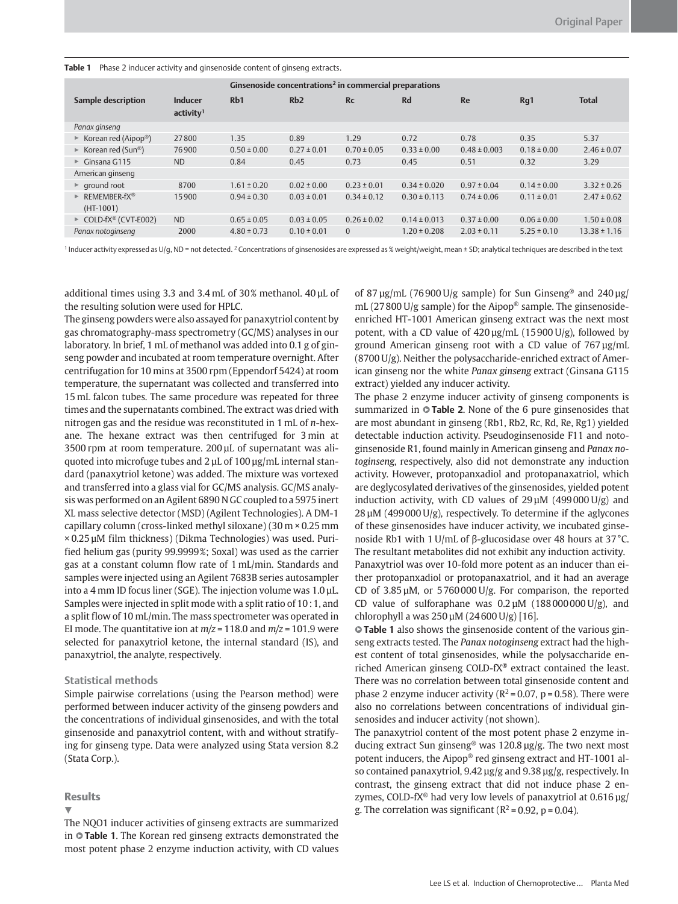**Table 1** Phase 2 inducer activity and ginsenoside content of ginseng extracts.

| Sample description | Inducer activity[1] | Ginsenoside concentrations[2] in commercial preparations | | | | | | |
|---|---|---|---|---|---|---|---|---|
| | | Rb1 | Rb2 | Rc | Rd | Re | Rg1 | Total |
| *Panax ginseng* | | | | | | | | |
| ▸ Korean red (Aipop®) | 27800 | 1.35 | 0.89 | 1.29 | 0.72 | 0.78 | 0.35 | 5.37 |
| ▸ Korean red (Sun®) | 76900 | 0.50 ± 0.00 | 0.27 ± 0.01 | 0.70 ± 0.05 | 0.33 ± 0.00 | 0.48 ± 0.003 | 0.18 ± 0.00 | 2.46 ± 0.07 |
| ▸ Ginsana G115 | ND | 0.84 | 0.45 | 0.73 | 0.45 | 0.51 | 0.32 | 3.29 |
| American ginseng | | | | | | | | |
| ▸ ground root | 8700 | 1.61 ± 0.20 | 0.02 ± 0.00 | 0.23 ± 0.01 | 0.34 ± 0.020 | 0.97 ± 0.04 | 0.14 ± 0.00 | 3.32 ± 0.26 |
| ▸ REMEMBER-fX® (HT-1001) | 15900 | 0.94 ± 0.30 | 0.03 ± 0.01 | 0.34 ± 0.12 | 0.30 ± 0.113 | 0.74 ± 0.06 | 0.11 ± 0.01 | 2.47 ± 0.62 |
| ▸ COLD-fX® (CVT-E002) | ND | 0.65 ± 0.05 | 0.03 ± 0.05 | 0.26 ± 0.02 | 0.14 ± 0.013 | 0.37 ± 0.00 | 0.06 ± 0.00 | 1.50 ± 0.08 |
| *Panax notoginseng* | 2000 | 4.80 ± 0.73 | 0.10 ± 0.01 | 0 | 1.20 ± 0.208 | 2.03 ± 0.11 | 5.25 ± 0.10 | 13.38 ± 1.16 |

[1] Inducer activity expressed as U/g, ND = not detected. [2] Concentrations of ginsenosides are expressed as % weight/weight, mean ± SD; analytical techniques are described in the text

additional times using 3.3 and 3.4 mL of 30% methanol. 40 µL of the resulting solution were used for HPLC.

The ginseng powders were also assayed for panaxytriol content by gas chromatography-mass spectrometry (GC/MS) analyses in our laboratory. In brief, 1 mL of methanol was added into 0.1 g of ginseng powder and incubated at room temperature overnight. After centrifugation for 10 mins at 3500 rpm (Eppendorf 5424) at room temperature, the supernatant was collected and transferred into 15 mL falcon tubes. The same procedure was repeated for three times and the supernatants combined. The extract was dried with nitrogen gas and the residue was reconstituted in 1 mL of *n*-hexane. The hexane extract was then centrifuged for 3 min at 3500 rpm at room temperature. 200 µL of supernatant was aliquoted into microfuge tubes and 2 µL of 100 µg/mL internal standard (panaxytriol ketone) was added. The mixture was vortexed and transferred into a glass vial for GC/MS analysis. GC/MS analysis was performed on an Agilent 6890 N GC coupled to a 5975 inert XL mass selective detector (MSD) (Agilent Technologies). A DM-1 capillary column (cross-linked methyl siloxane) (30 m × 0.25 mm × 0.25 µM film thickness) (Dikma Technologies) was used. Purified helium gas (purity 99.9999%; Soxal) was used as the carrier gas at a constant column flow rate of 1 mL/min. Standards and samples were injected using an Agilent 7683B series autosampler into a 4 mm ID focus liner (SGE). The injection volume was 1.0 µL. Samples were injected in split mode with a split ratio of 10 : 1, and a split flow of 10 mL/min. The mass spectrometer was operated in EI mode. The quantitative ion at $m/z = 118.0$ and $m/z = 101.9$ were selected for panaxytriol ketone, the internal standard (IS), and panaxytriol, the analyte, respectively.

### Statistical methods

Simple pairwise correlations (using the Pearson method) were performed between inducer activity of the ginseng powders and the concentrations of individual ginsenosides, and with the total ginsenoside and panaxytriol content, with and without stratifying for ginseng type. Data were analyzed using Stata version 8.2 (Stata Corp.).

## Results

The NQO1 inducer activities of ginseng extracts are summarized in **Table 1**. The Korean red ginseng extracts demonstrated the most potent phase 2 enzyme induction activity, with CD values of 87 µg/mL (76 900 U/g sample) for Sun Ginseng® and 240 µg/mL (27 800 U/g sample) for the Aipop® sample. The ginsenoside-enriched HT-1001 American ginseng extract was the next most potent, with a CD value of 420 µg/mL (15 900 U/g), followed by ground American ginseng root with a CD value of 767 µg/mL (8700 U/g). Neither the polysaccharide-enriched extract of American ginseng nor the white *Panax ginseng* extract (Ginsana G115 extract) yielded any inducer activity.

The phase 2 enzyme inducer activity of ginseng components is summarized in **Table 2**. None of the 6 pure ginsenosides that are most abundant in ginseng (Rb1, Rb2, Rc, Rd, Re, Rg1) yielded detectable induction activity. Pseudoginsenoside F11 and notoginsenoside R1, found mainly in American ginseng and *Panax notoginseng*, respectively, also did not demonstrate any induction activity. However, protopanxadiol and protopanaxatriol, which are deglycosylated derivatives of the ginsenosides, yielded potent induction activity, with CD values of 29 µM (499 000 U/g) and 28 µM (499 000 U/g), respectively. To determine if the aglycones of these ginsenosides have inducer activity, we incubated ginsenoside Rb1 with 1 U/mL of β-glucosidase over 48 hours at 37 °C. The resultant metabolites did not exhibit any induction activity.

Panaxytriol was over 10-fold more potent as an inducer than either protopanxadiol or protopanaxatriol, and it had an average CD of 3.85 µM, or 5 760 000 U/g. For comparison, the reported CD value of sulforaphane was 0.2 µM (188 000 000 U/g), and chlorophyll a was 250 µM (24 600 U/g) [16].

**Table 1** also shows the ginsenoside content of the various ginseng extracts tested. The *Panax notoginseng* extract had the highest content of total ginsenosides, while the polysaccharide enriched American ginseng COLD-fX® extract contained the least. There was no correlation between total ginsenoside content and phase 2 enzyme inducer activity ($R^2 = 0.07$, $p = 0.58$). There were also no correlations between concentrations of individual ginsenosides and inducer activity (not shown).

The panaxytriol content of the most potent phase 2 enzyme inducing extract Sun ginseng® was 120.8 µg/g. The two next most potent inducers, the Aipop® red ginseng extract and HT-1001 also contained panaxytriol, 9.42 µg/g and 9.38 µg/g, respectively. In contrast, the ginseng extract that did not induce phase 2 enzymes, COLD-fX® had very low levels of panaxytriol at 0.616 µg/g. The correlation was significant ($R^2 = 0.92$, $p = 0.04$).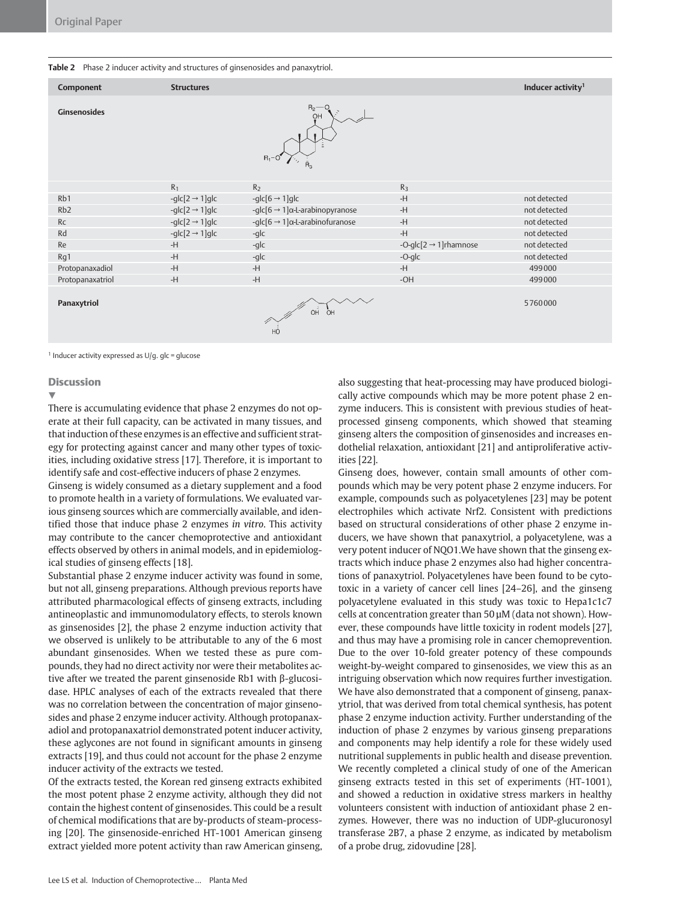**Table 2** Phase 2 inducer activity and structures of ginsenosides and panaxytriol.

| Component | Structures | | | Inducer activity[1] |
|---|---|---|---|---|
| **Ginsenosides** | | | | |
| | $R_1$ | $R_2$ | $R_3$ | |
| Rb1 | -glc[2 → 1]glc | -glc[6 → 1]glc | -H | not detected |
| Rb2 | -glc[2 → 1]glc | -glc[6 → 1]α-L-arabinopyranose | -H | not detected |
| Rc | -glc[2 → 1]glc | -glc[6 → 1]α-L-arabinofuranose | -H | not detected |
| Rd | -glc[2 → 1]glc | -glc | -H | not detected |
| Re | -H | -glc | -O-glc[2 → 1]rhamnose | not detected |
| Rg1 | -H | -glc | -O-glc | not detected |
| Protopanaxadiol | -H | -H | -H | 499000 |
| Protopanaxatriol | -H | -H | -OH | 499000 |
| **Panaxytriol** | | | | 5760000 |

[1] Inducer activity expressed as U/g. glc = glucose

## Discussion

There is accumulating evidence that phase 2 enzymes do not operate at their full capacity, can be activated in many tissues, and that induction of these enzymes is an effective and sufficient strategy for protecting against cancer and many other types of toxicities, including oxidative stress [17]. Therefore, it is important to identify safe and cost-effective inducers of phase 2 enzymes.

Ginseng is widely consumed as a dietary supplement and a food to promote health in a variety of formulations. We evaluated various ginseng sources which are commercially available, and identified those that induce phase 2 enzymes *in vitro*. This activity may contribute to the cancer chemoprotective and antioxidant effects observed by others in animal models, and in epidemiological studies of ginseng effects [18].

Substantial phase 2 enzyme inducer activity was found in some, but not all, ginseng preparations. Although previous reports have attributed pharmacological effects of ginseng extracts, including antineoplastic and immunomodulatory effects, to sterols known as ginsenosides [2], the phase 2 enzyme induction activity that we observed is unlikely to be attributable to any of the 6 most abundant ginsenosides. When we tested these as pure compounds, they had no direct activity nor were their metabolites active after we treated the parent ginsenoside Rb1 with β-glucosidase. HPLC analyses of each of the extracts revealed that there was no correlation between the concentration of major ginsenosides and phase 2 enzyme inducer activity. Although protopanaxadiol and protopanaxatriol demonstrated potent inducer activity, these aglycones are not found in significant amounts in ginseng extracts [19], and thus could not account for the phase 2 enzyme inducer activity of the extracts we tested.

Of the extracts tested, the Korean red ginseng extracts exhibited the most potent phase 2 enzyme activity, although they did not contain the highest content of ginsenosides. This could be a result of chemical modifications that are by-products of steam-processing [20]. The ginsenoside-enriched HT-1001 American ginseng extract yielded more potent activity than raw American ginseng, also suggesting that heat-processing may have produced biologically active compounds which may be more potent phase 2 enzyme inducers. This is consistent with previous studies of heat-processed ginseng components, which showed that steaming ginseng alters the composition of ginsenosides and increases endothelial relaxation, antioxidant [21] and antiproliferative activities [22].

Ginseng does, however, contain small amounts of other compounds which may be very potent phase 2 enzyme inducers. For example, compounds such as polyacetylenes [23] may be potent electrophiles which activate Nrf2. Consistent with predictions based on structural considerations of other phase 2 enzyme inducers, we have shown that panaxytriol, a polyacetylene, was a very potent inducer of NQO1.We have shown that the ginseng extracts which induce phase 2 enzymes also had higher concentrations of panaxytriol. Polyacetylenes have been found to be cytotoxic in a variety of cancer cell lines [24–26], and the ginseng polyacetylene evaluated in this study was toxic to Hepa1c1c7 cells at concentration greater than 50 µM (data not shown). However, these compounds have little toxicity in rodent models [27], and thus may have a promising role in cancer chemoprevention. Due to the over 10-fold greater potency of these compounds weight-by-weight compared to ginsenosides, we view this as an intriguing observation which now requires further investigation. We have also demonstrated that a component of ginseng, panaxytriol, that was derived from total chemical synthesis, has potent phase 2 enzyme induction activity. Further understanding of the induction of phase 2 enzymes by various ginseng preparations and components may help identify a role for these widely used nutritional supplements in public health and disease prevention.

We recently completed a clinical study of one of the American ginseng extracts tested in this set of experiments (HT-1001), and showed a reduction in oxidative stress markers in healthy volunteers consistent with induction of antioxidant phase 2 enzymes. However, there was no induction of UDP-glucuronosyl transferase 2B7, a phase 2 enzyme, as indicated by metabolism of a probe drug, zidovudine [28].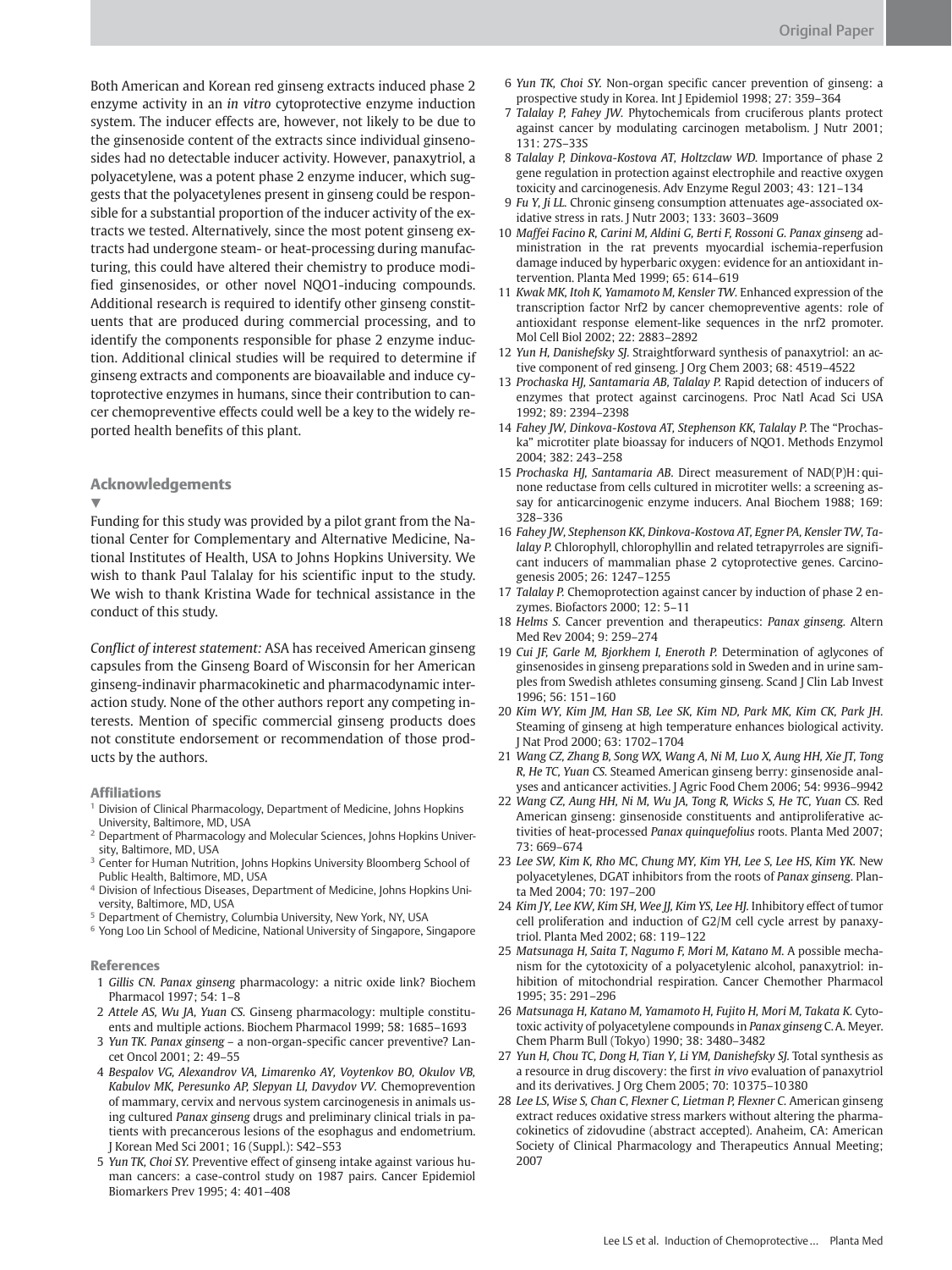Both American and Korean red ginseng extracts induced phase 2 enzyme activity in an *in vitro* cytoprotective enzyme induction system. The inducer effects are, however, not likely to be due to the ginsenoside content of the extracts since individual ginsenosides had no detectable inducer activity. However, panaxytriol, a polyacetylene, was a potent phase 2 enzyme inducer, which suggests that the polyacetylenes present in ginseng could be responsible for a substantial proportion of the inducer activity of the extracts we tested. Alternatively, since the most potent ginseng extracts had undergone steam- or heat-processing during manufacturing, this could have altered their chemistry to produce modified ginsenosides, or other novel NQO1-inducing compounds. Additional research is required to identify other ginseng constituents that are produced during commercial processing, and to identify the components responsible for phase 2 enzyme induction. Additional clinical studies will be required to determine if ginseng extracts and components are bioavailable and induce cytoprotective enzymes in humans, since their contribution to cancer chemopreventive effects could well be a key to the widely reported health benefits of this plant.

## Acknowledgements

Funding for this study was provided by a pilot grant from the National Center for Complementary and Alternative Medicine, National Institutes of Health, USA to Johns Hopkins University. We wish to thank Paul Talalay for his scientific input to the study. We wish to thank Kristina Wade for technical assistance in the conduct of this study.

*Conflict of interest statement:* ASA has received American ginseng capsules from the Ginseng Board of Wisconsin for her American ginseng-indinavir pharmacokinetic and pharmacodynamic interaction study. None of the other authors report any competing interests. Mention of specific commercial ginseng products does not constitute endorsement or recommendation of those products by the authors.

### Affiliations

[1] Division of Clinical Pharmacology, Department of Medicine, Johns Hopkins University, Baltimore, MD, USA
[2] Department of Pharmacology and Molecular Sciences, Johns Hopkins University, Baltimore, MD, USA
[3] Center for Human Nutrition, Johns Hopkins University Bloomberg School of Public Health, Baltimore, MD, USA
[4] Division of Infectious Diseases, Department of Medicine, Johns Hopkins University, Baltimore, MD, USA
[5] Department of Chemistry, Columbia University, New York, NY, USA
[6] Yong Loo Lin School of Medicine, National University of Singapore, Singapore

### References

1. *Gillis CN. Panax ginseng* pharmacology: a nitric oxide link? Biochem Pharmacol 1997; 54: 1–8
2. *Attele AS, Wu JA, Yuan CS.* Ginseng pharmacology: multiple constituents and multiple actions. Biochem Pharmacol 1999; 58: 1685–1693
3. *Yun TK. Panax ginseng* – a non-organ-specific cancer preventive? Lancet Oncol 2001; 2: 49–55
4. *Bespalov VG, Alexandrov VA, Limarenko AY, Voytenkov BO, Okulov VB, Kabulov MK, Peresunko AP, Slepyan LI, Davydov VV.* Chemoprevention of mammary, cervix and nervous system carcinogenesis in animals using cultured *Panax ginseng* drugs and preliminary clinical trials in patients with precancerous lesions of the esophagus and endometrium. J Korean Med Sci 2001; 16 (Suppl.): S42–S53
5. *Yun TK, Choi SY.* Preventive effect of ginseng intake against various human cancers: a case-control study on 1987 pairs. Cancer Epidemiol Biomarkers Prev 1995; 4: 401–408
6. *Yun TK, Choi SY.* Non-organ specific cancer prevention of ginseng: a prospective study in Korea. Int J Epidemiol 1998; 27: 359–364
7. *Talalay P, Fahey JW.* Phytochemicals from cruciferous plants protect against cancer by modulating carcinogen metabolism. J Nutr 2001; 131: 27S–33S
8. *Talalay P, Dinkova-Kostova AT, Holtzclaw WD.* Importance of phase 2 gene regulation in protection against electrophile and reactive oxygen toxicity and carcinogenesis. Adv Enzyme Regul 2003; 43: 121–134
9. *Fu Y, Ji LL.* Chronic ginseng consumption attenuates age-associated oxidative stress in rats. J Nutr 2003; 133: 3603–3609
10. *Maffei Facino R, Carini M, Aldini G, Berti F, Rossoni G. Panax ginseng* administration in the rat prevents myocardial ischemia-reperfusion damage induced by hyperbaric oxygen: evidence for an antioxidant intervention. Planta Med 1999; 65: 614–619
11. *Kwak MK, Itoh K, Yamamoto M, Kensler TW.* Enhanced expression of the transcription factor Nrf2 by cancer chemopreventive agents: role of antioxidant response element-like sequences in the nrf2 promoter. Mol Cell Biol 2002; 22: 2883–2892
12. *Yun H, Danishefsky SJ.* Straightforward synthesis of panaxytriol: an active component of red ginseng. J Org Chem 2003; 68: 4519–4522
13. *Prochaska HJ, Santamaria AB, Talalay P.* Rapid detection of inducers of enzymes that protect against carcinogens. Proc Natl Acad Sci USA 1992; 89: 2394–2398
14. *Fahey JW, Dinkova-Kostova AT, Stephenson KK, Talalay P.* The "Prochaska" microtiter plate bioassay for inducers of NQO1. Methods Enzymol 2004; 382: 243–258
15. *Prochaska HJ, Santamaria AB.* Direct measurement of NAD(P)H : quinone reductase from cells cultured in microtiter wells: a screening assay for anticarcinogenic enzyme inducers. Anal Biochem 1988; 169: 328–336
16. *Fahey JW, Stephenson KK, Dinkova-Kostova AT, Egner PA, Kensler TW, Talalay P.* Chlorophyll, chlorophyllin and related tetrapyrroles are significant inducers of mammalian phase 2 cytoprotective genes. Carcinogenesis 2005; 26: 1247–1255
17. *Talalay P.* Chemoprotection against cancer by induction of phase 2 enzymes. Biofactors 2000; 12: 5–11
18. *Helms S.* Cancer prevention and therapeutics: *Panax ginseng.* Altern Med Rev 2004; 9: 259–274
19. *Cui JF, Garle M, Bjorkhem I, Eneroth P.* Determination of aglycones of ginsenosides in ginseng preparations sold in Sweden and in urine samples from Swedish athletes consuming ginseng. Scand J Clin Lab Invest 1996; 56: 151–160
20. *Kim WY, Kim JM, Han SB, Lee SK, Kim ND, Park MK, Kim CK, Park JH.* Steaming of ginseng at high temperature enhances biological activity. J Nat Prod 2000; 63: 1702–1704
21. *Wang CZ, Zhang B, Song WX, Wang A, Ni M, Luo X, Aung HH, Xie JT, Tong R, He TC, Yuan CS.* Steamed American ginseng berry: ginsenoside analyses and anticancer activities. J Agric Food Chem 2006; 54: 9936–9942
22. *Wang CZ, Aung HH, Ni M, Wu JA, Tong R, Wicks S, He TC, Yuan CS.* Red American ginseng: ginsenoside constituents and antiproliferative activities of heat-processed *Panax quinquefolius* roots. Planta Med 2007; 73: 669–674
23. *Lee SW, Kim K, Rho MC, Chung MY, Kim YH, Lee S, Lee HS, Kim YK.* New polyacetylenes, DGAT inhibitors from the roots of *Panax ginseng*. Planta Med 2004; 70: 197–200
24. *Kim JY, Lee KW, Kim SH, Wee JJ, Kim YS, Lee HJ.* Inhibitory effect of tumor cell proliferation and induction of G2/M cell cycle arrest by panaxytriol. Planta Med 2002; 68: 119–122
25. *Matsunaga H, Saita T, Nagumo F, Mori M, Katano M.* A possible mechanism for the cytotoxicity of a polyacetylenic alcohol, panaxytriol: inhibition of mitochondrial respiration. Cancer Chemother Pharmacol 1995; 35: 291–296
26. *Matsunaga H, Katano M, Yamamoto H, Fujito H, Mori M, Takata K.* Cytotoxic activity of polyacetylene compounds in *Panax ginseng* C. A. Meyer. Chem Pharm Bull (Tokyo) 1990; 38: 3480–3482
27. *Yun H, Chou TC, Dong H, Tian Y, Li YM, Danishefsky SJ.* Total synthesis as a resource in drug discovery: the first *in vivo* evaluation of panaxytriol and its derivatives. J Org Chem 2005; 70: 10 375–10 380
28. *Lee LS, Wise S, Chan C, Flexner C, Lietman P, Flexner C.* American ginseng extract reduces oxidative stress markers without altering the pharmacokinetics of zidovudine (abstract accepted). Anaheim, CA: American Society of Clinical Pharmacology and Therapeutics Annual Meeting; 2007